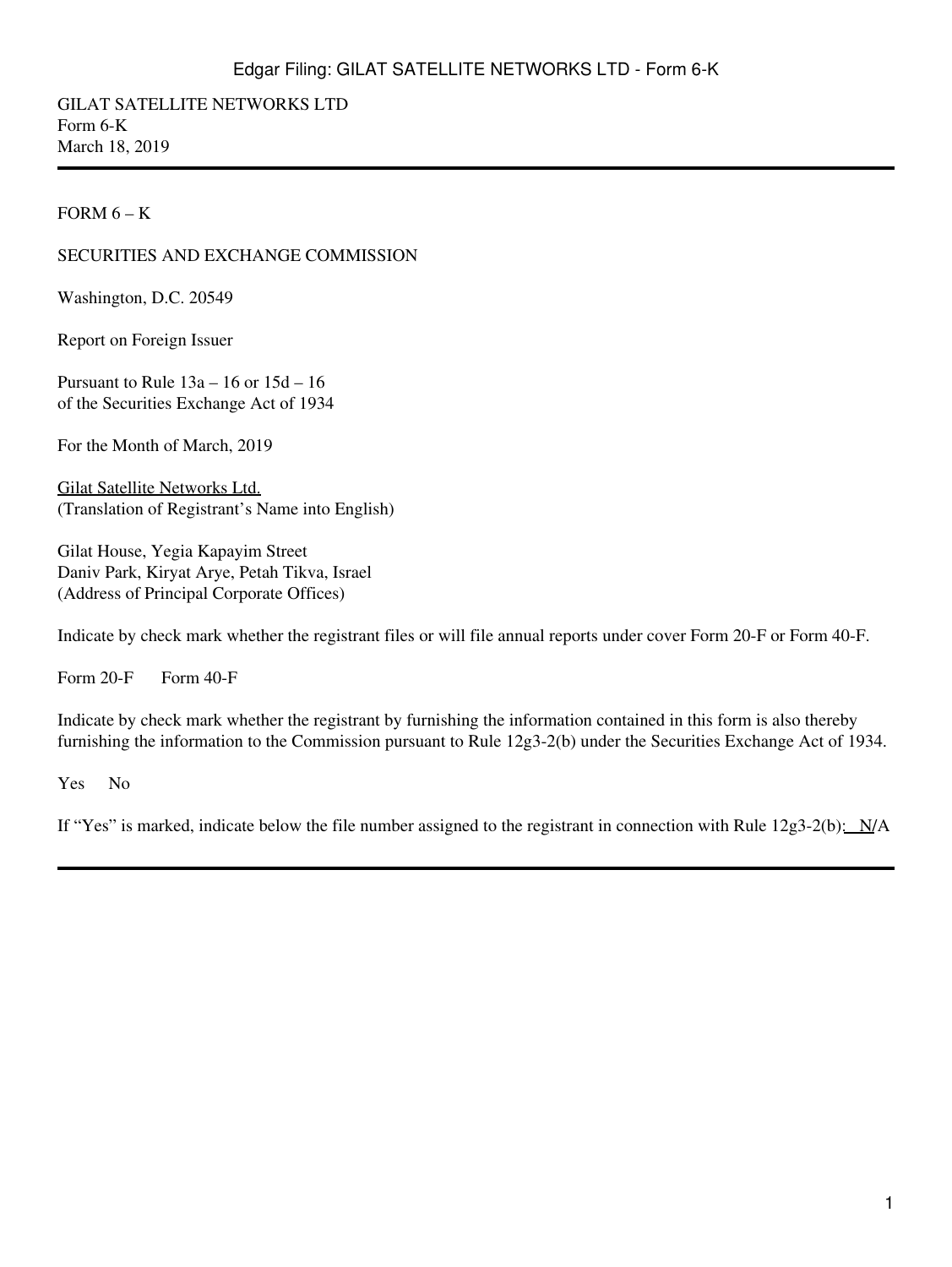GILAT SATELLITE NETWORKS LTD
Form 6-K
March 18, 2019

---

FORM 6 – K

SECURITIES AND EXCHANGE COMMISSION

Washington, D.C. 20549

Report on Foreign Issuer

Pursuant to Rule 13a – 16 or 15d – 16
of the Securities Exchange Act of 1934

For the Month of March, 2019

Gilat Satellite Networks Ltd.
(Translation of Registrant's Name into English)

Gilat House, Yegia Kapayim Street
Daniv Park, Kiryat Arye, Petah Tikva, Israel
(Address of Principal Corporate Offices)

Indicate by check mark whether the registrant files or will file annual reports under cover Form 20-F or Form 40-F.

Form 20-F Form 40-F

Indicate by check mark whether the registrant by furnishing the information contained in this form is also thereby furnishing the information to the Commission pursuant to Rule 12g3-2(b) under the Securities Exchange Act of 1934.

Yes No

If "Yes" is marked, indicate below the file number assigned to the registrant in connection with Rule 12g3-2(b): N/A

---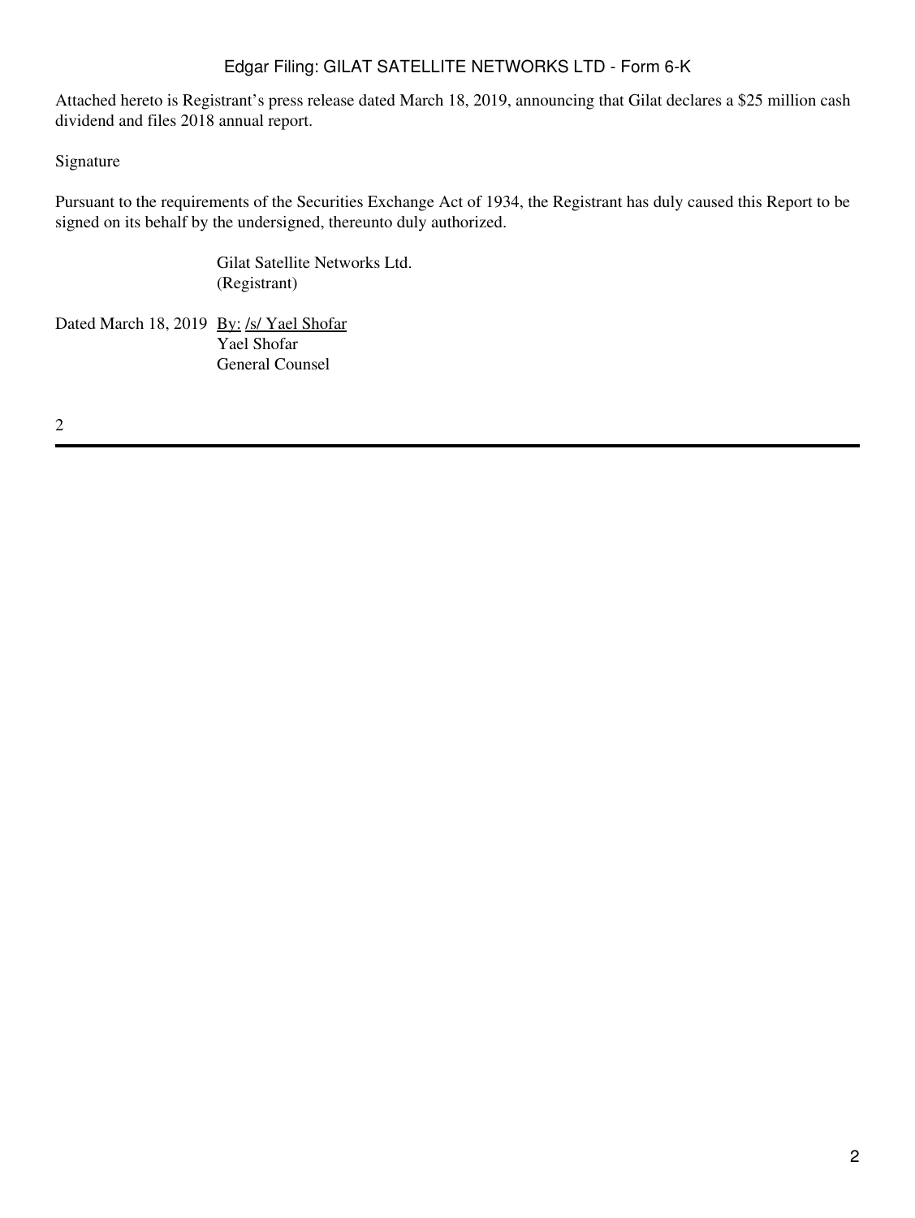Attached hereto is Registrant's press release dated March 18, 2019, announcing that Gilat declares a $25 million cash dividend and files 2018 annual report.

Signature

Pursuant to the requirements of the Securities Exchange Act of 1934, the Registrant has duly caused this Report to be signed on its behalf by the undersigned, thereunto duly authorized.

Gilat Satellite Networks Ltd.
(Registrant)

Dated March 18, 2019 By: /s/ Yael Shofar
Yael Shofar
General Counsel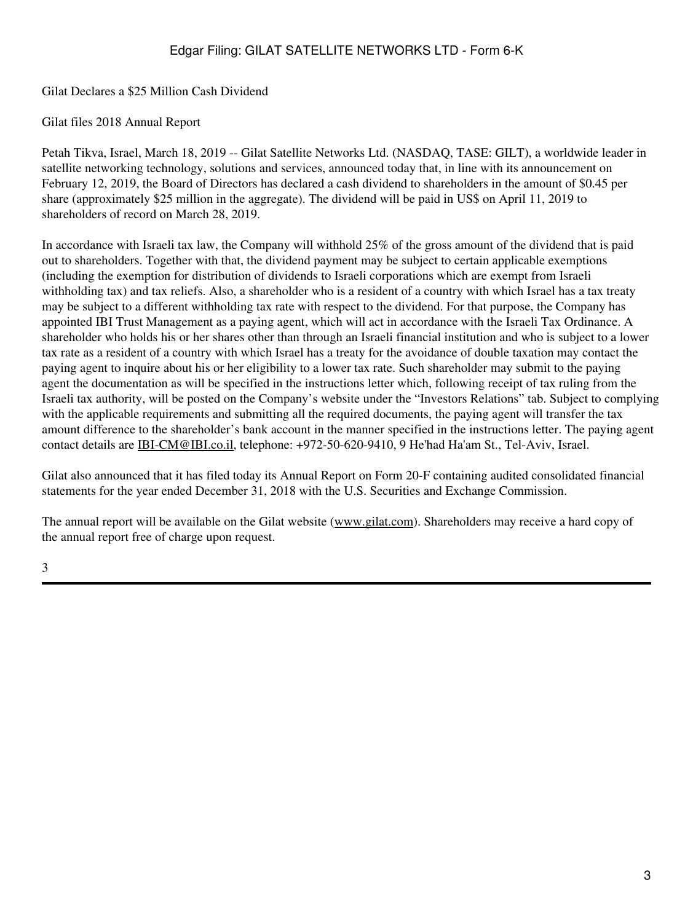Gilat Declares a $25 Million Cash Dividend

Gilat files 2018 Annual Report

Petah Tikva, Israel, March 18, 2019 -- Gilat Satellite Networks Ltd. (NASDAQ, TASE: GILT), a worldwide leader in satellite networking technology, solutions and services, announced today that, in line with its announcement on February 12, 2019, the Board of Directors has declared a cash dividend to shareholders in the amount of $0.45 per share (approximately $25 million in the aggregate). The dividend will be paid in US$ on April 11, 2019 to shareholders of record on March 28, 2019.

In accordance with Israeli tax law, the Company will withhold 25% of the gross amount of the dividend that is paid out to shareholders. Together with that, the dividend payment may be subject to certain applicable exemptions (including the exemption for distribution of dividends to Israeli corporations which are exempt from Israeli withholding tax) and tax reliefs. Also, a shareholder who is a resident of a country with which Israel has a tax treaty may be subject to a different withholding tax rate with respect to the dividend. For that purpose, the Company has appointed IBI Trust Management as a paying agent, which will act in accordance with the Israeli Tax Ordinance. A shareholder who holds his or her shares other than through an Israeli financial institution and who is subject to a lower tax rate as a resident of a country with which Israel has a treaty for the avoidance of double taxation may contact the paying agent to inquire about his or her eligibility to a lower tax rate. Such shareholder may submit to the paying agent the documentation as will be specified in the instructions letter which, following receipt of tax ruling from the Israeli tax authority, will be posted on the Company's website under the "Investors Relations" tab. Subject to complying with the applicable requirements and submitting all the required documents, the paying agent will transfer the tax amount difference to the shareholder's bank account in the manner specified in the instructions letter. The paying agent contact details are IBI-CM@IBI.co.il, telephone: +972-50-620-9410, 9 He'had Ha'am St., Tel-Aviv, Israel.

Gilat also announced that it has filed today its Annual Report on Form 20-F containing audited consolidated financial statements for the year ended December 31, 2018 with the U.S. Securities and Exchange Commission.

The annual report will be available on the Gilat website (www.gilat.com). Shareholders may receive a hard copy of the annual report free of charge upon request.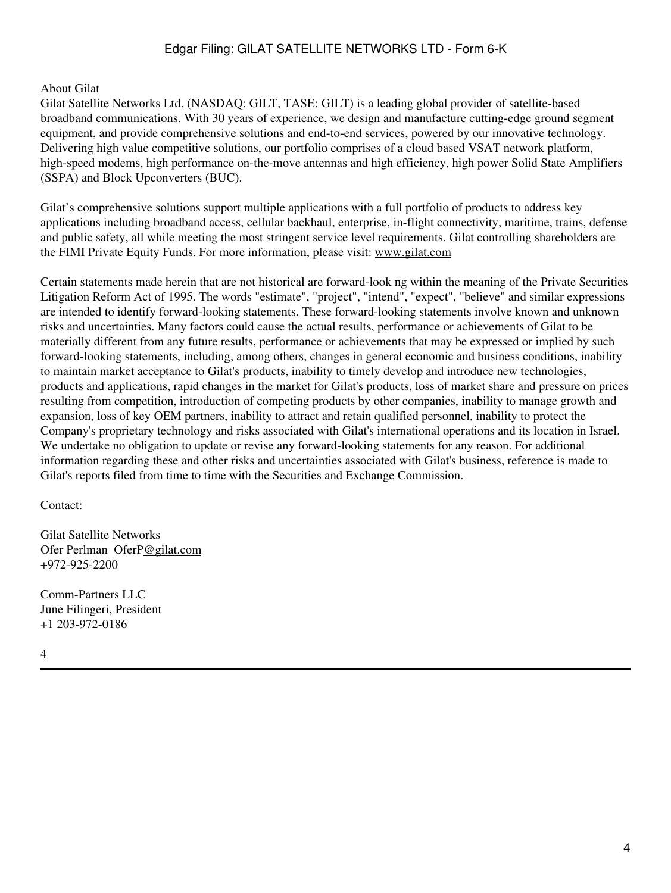About Gilat

Gilat Satellite Networks Ltd. (NASDAQ: GILT, TASE: GILT) is a leading global provider of satellite-based broadband communications. With 30 years of experience, we design and manufacture cutting-edge ground segment equipment, and provide comprehensive solutions and end-to-end services, powered by our innovative technology. Delivering high value competitive solutions, our portfolio comprises of a cloud based VSAT network platform, high-speed modems, high performance on-the-move antennas and high efficiency, high power Solid State Amplifiers (SSPA) and Block Upconverters (BUC).

Gilat's comprehensive solutions support multiple applications with a full portfolio of products to address key applications including broadband access, cellular backhaul, enterprise, in-flight connectivity, maritime, trains, defense and public safety, all while meeting the most stringent service level requirements. Gilat controlling shareholders are the FIMI Private Equity Funds. For more information, please visit: www.gilat.com

Certain statements made herein that are not historical are forward-look ng within the meaning of the Private Securities Litigation Reform Act of 1995. The words "estimate", "project", "intend", "expect", "believe" and similar expressions are intended to identify forward-looking statements. These forward-looking statements involve known and unknown risks and uncertainties. Many factors could cause the actual results, performance or achievements of Gilat to be materially different from any future results, performance or achievements that may be expressed or implied by such forward-looking statements, including, among others, changes in general economic and business conditions, inability to maintain market acceptance to Gilat's products, inability to timely develop and introduce new technologies, products and applications, rapid changes in the market for Gilat's products, loss of market share and pressure on prices resulting from competition, introduction of competing products by other companies, inability to manage growth and expansion, loss of key OEM partners, inability to attract and retain qualified personnel, inability to protect the Company's proprietary technology and risks associated with Gilat's international operations and its location in Israel. We undertake no obligation to update or revise any forward-looking statements for any reason. For additional information regarding these and other risks and uncertainties associated with Gilat's business, reference is made to Gilat's reports filed from time to time with the Securities and Exchange Commission.

Contact:

Gilat Satellite Networks
Ofer Perlman OferP@gilat.com
+972-925-2200

Comm-Partners LLC
June Filingeri, President
+1 203-972-0186